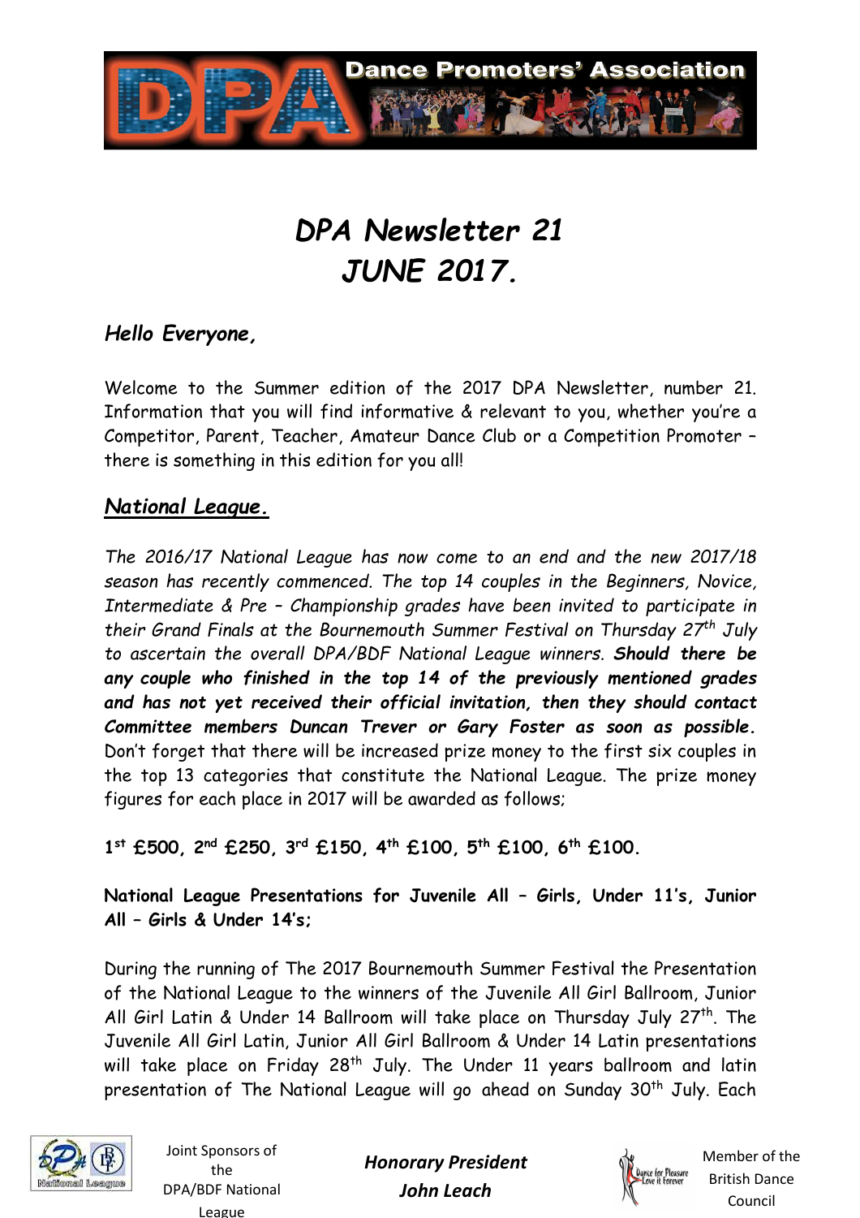# *DPA Newsletter 21*
# *JUNE 2017.*

***Hello Everyone,***

Welcome to the Summer edition of the 2017 DPA Newsletter, number 21. Information that you will find informative & relevant to you, whether you're a Competitor, Parent, Teacher, Amateur Dance Club or a Competition Promoter – there is something in this edition for you all!

## ***National League.***

*The 2016/17 National League has now come to an end and the new 2017/18 season has recently commenced. The top 14 couples in the Beginners, Novice, Intermediate & Pre – Championship grades have been invited to participate in their Grand Finals at the Bournemouth Summer Festival on Thursday 27th July to ascertain the overall DPA/BDF National League winners.* ***Should there be any couple who finished in the top 14 of the previously mentioned grades and has not yet received their official invitation, then they should contact Committee members Duncan Trever or Gary Foster as soon as possible.*** Don't forget that there will be increased prize money to the first six couples in the top 13 categories that constitute the National League. The prize money figures for each place in 2017 will be awarded as follows;

**1st £500, 2nd £250, 3rd £150, 4th £100, 5th £100, 6th £100.**

**National League Presentations for Juvenile All – Girls, Under 11's, Junior All – Girls & Under 14's;**

During the running of The 2017 Bournemouth Summer Festival the Presentation of the National League to the winners of the Juvenile All Girl Ballroom, Junior All Girl Latin & Under 14 Ballroom will take place on Thursday July 27th. The Juvenile All Girl Latin, Junior All Girl Ballroom & Under 14 Latin presentations will take place on Friday 28th July. The Under 11 years ballroom and latin presentation of The National League will go ahead on Sunday 30th July. Each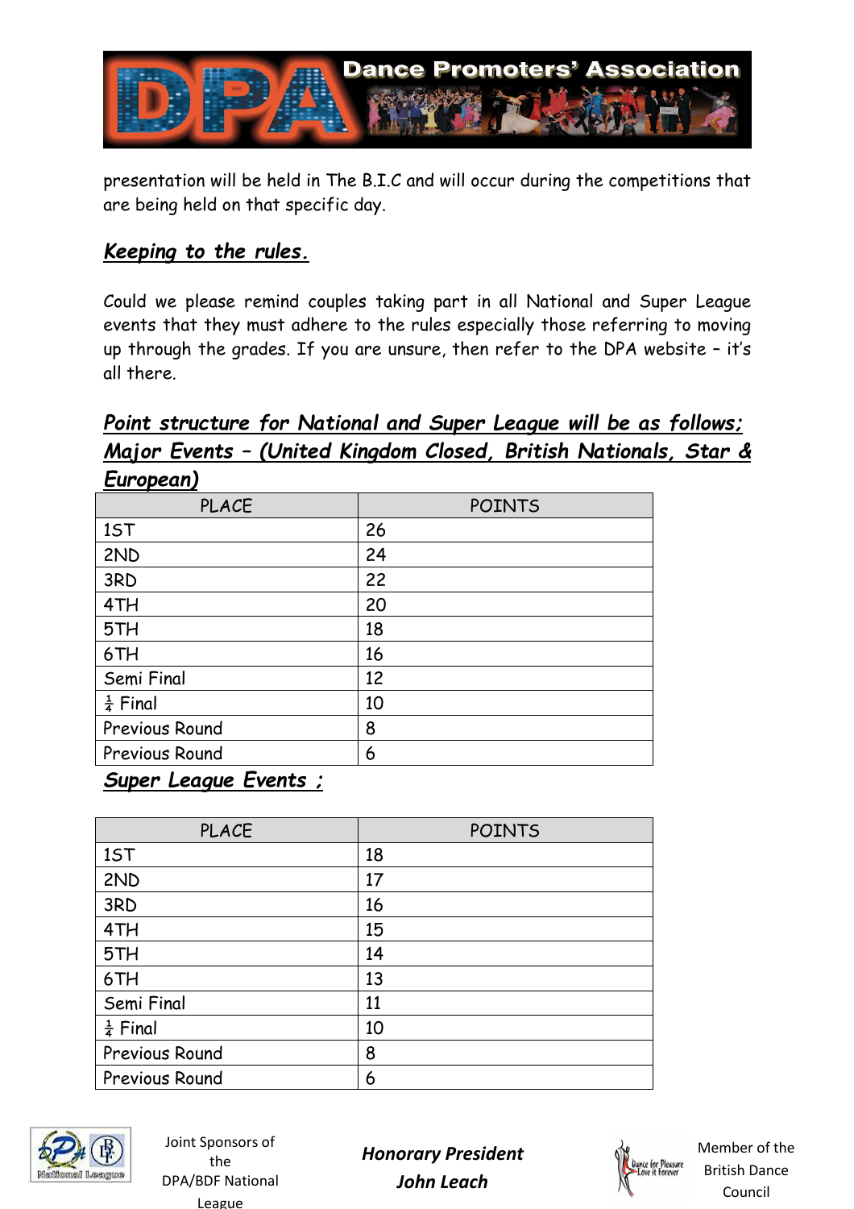presentation will be held in The B.I.C and will occur during the competitions that are being held on that specific day.

## ***Keeping to the rules.***

Could we please remind couples taking part in all National and Super League events that they must adhere to the rules especially those referring to moving up through the grades. If you are unsure, then refer to the DPA website – it's all there.

## ***Point structure for National and Super League will be as follows; Major Events – (United Kingdom Closed, British Nationals, Star & European)***

| PLACE | POINTS |
|---|---|
| 1ST | 26 |
| 2ND | 24 |
| 3RD | 22 |
| 4TH | 20 |
| 5TH | 18 |
| 6TH | 16 |
| Semi Final | 12 |
| ¼ Final | 10 |
| Previous Round | 8 |
| Previous Round | 6 |

## ***Super League Events ;***

| PLACE | POINTS |
|---|---|
| 1ST | 18 |
| 2ND | 17 |
| 3RD | 16 |
| 4TH | 15 |
| 5TH | 14 |
| 6TH | 13 |
| Semi Final | 11 |
| ¼ Final | 10 |
| Previous Round | 8 |
| Previous Round | 6 |

Joint Sponsors of the DPA/BDF National League

***Honorary President John Leach***

Member of the British Dance Council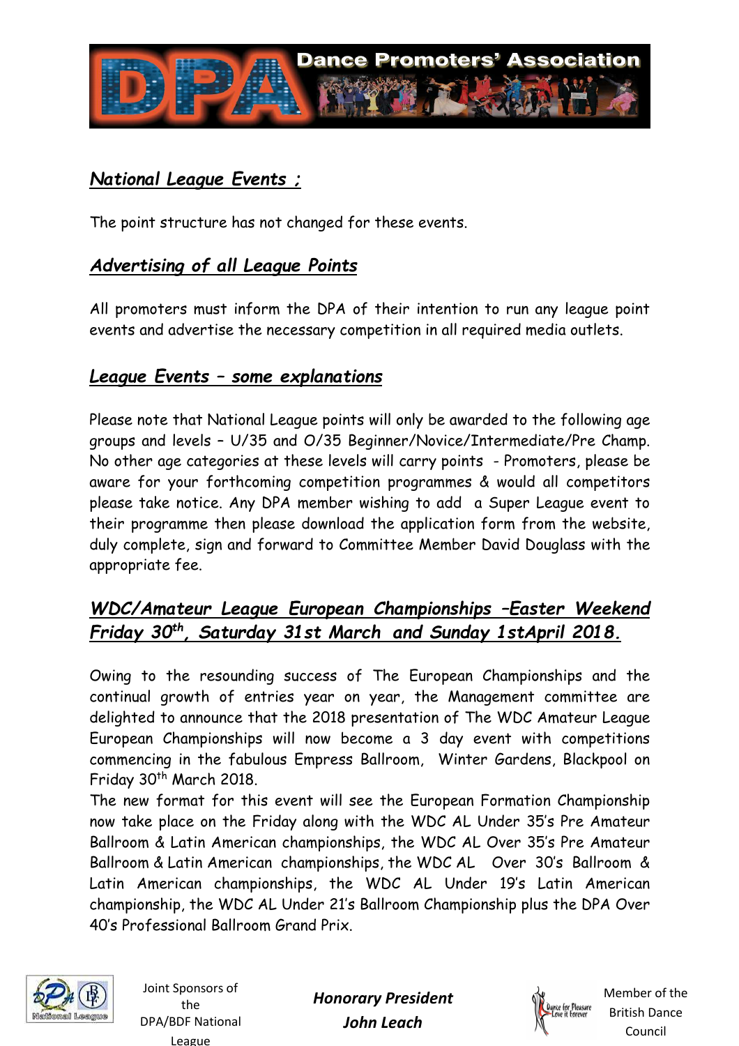## *National League Events ;*

The point structure has not changed for these events.

## *Advertising of all League Points*

All promoters must inform the DPA of their intention to run any league point events and advertise the necessary competition in all required media outlets.

## *League Events – some explanations*

Please note that National League points will only be awarded to the following age groups and levels – U/35 and O/35 Beginner/Novice/Intermediate/Pre Champ. No other age categories at these levels will carry points - Promoters, please be aware for your forthcoming competition programmes & would all competitors please take notice. Any DPA member wishing to add a Super League event to their programme then please download the application form from the website, duly complete, sign and forward to Committee Member David Douglass with the appropriate fee.

## *WDC/Amateur League European Championships –Easter Weekend Friday 30th, Saturday 31st March and Sunday 1stApril 2018.*

Owing to the resounding success of The European Championships and the continual growth of entries year on year, the Management committee are delighted to announce that the 2018 presentation of The WDC Amateur League European Championships will now become a 3 day event with competitions commencing in the fabulous Empress Ballroom, Winter Gardens, Blackpool on Friday 30th March 2018.

The new format for this event will see the European Formation Championship now take place on the Friday along with the WDC AL Under 35's Pre Amateur Ballroom & Latin American championships, the WDC AL Over 35's Pre Amateur Ballroom & Latin American championships, the WDC AL Over 30's Ballroom & Latin American championships, the WDC AL Under 19's Latin American championship, the WDC AL Under 21's Ballroom Championship plus the DPA Over 40's Professional Ballroom Grand Prix.

Joint Sponsors of the DPA/BDF National League

***Honorary President***
***John Leach***

Member of the British Dance Council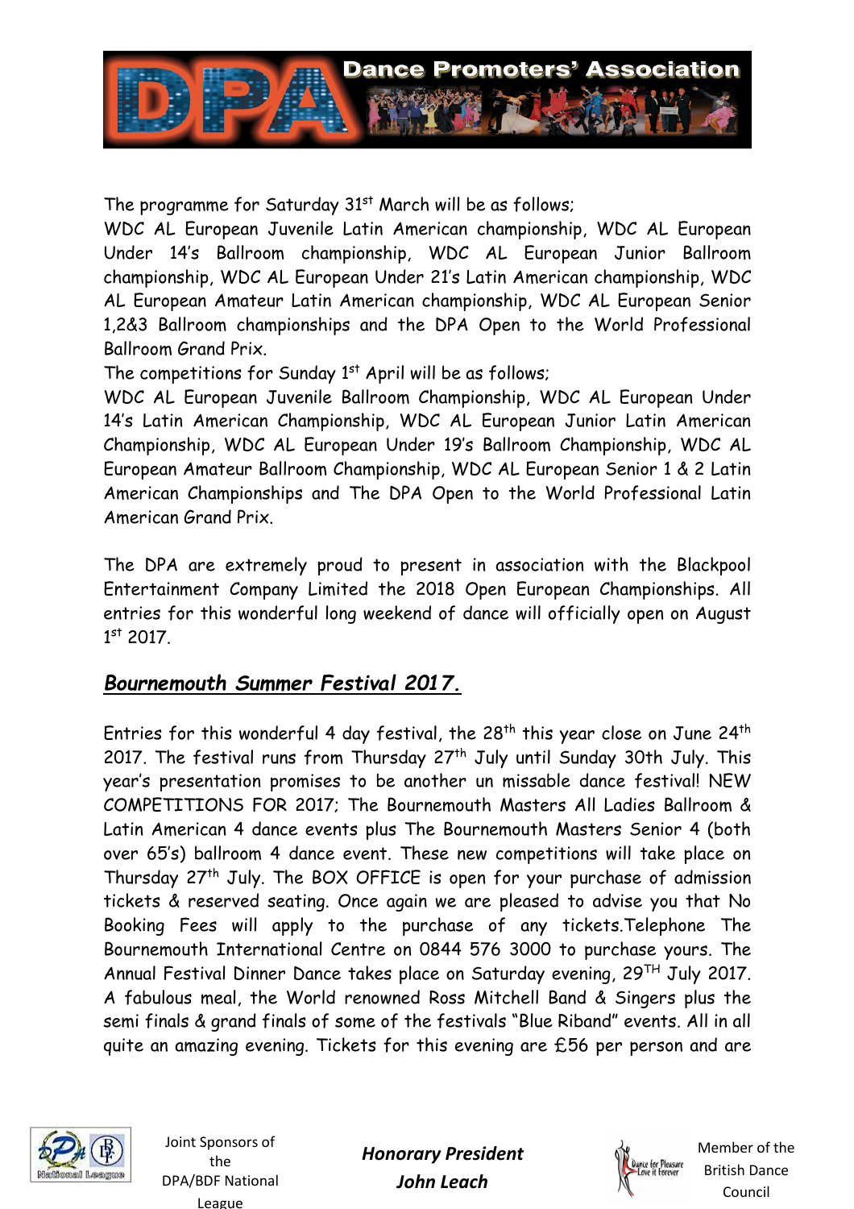The programme for Saturday 31st March will be as follows;

WDC AL European Juvenile Latin American championship, WDC AL European Under 14's Ballroom championship, WDC AL European Junior Ballroom championship, WDC AL European Under 21's Latin American championship, WDC AL European Amateur Latin American championship, WDC AL European Senior 1,2&3 Ballroom championships and the DPA Open to the World Professional Ballroom Grand Prix.

The competitions for Sunday 1st April will be as follows;

WDC AL European Juvenile Ballroom Championship, WDC AL European Under 14's Latin American Championship, WDC AL European Junior Latin American Championship, WDC AL European Under 19's Ballroom Championship, WDC AL European Amateur Ballroom Championship, WDC AL European Senior 1 & 2 Latin American Championships and The DPA Open to the World Professional Latin American Grand Prix.

The DPA are extremely proud to present in association with the Blackpool Entertainment Company Limited the 2018 Open European Championships. All entries for this wonderful long weekend of dance will officially open on August 1st 2017.

## ***Bournemouth Summer Festival 2017.***

Entries for this wonderful 4 day festival, the 28th this year close on June 24th 2017. The festival runs from Thursday 27th July until Sunday 30th July. This year's presentation promises to be another un missable dance festival! NEW COMPETITIONS FOR 2017; The Bournemouth Masters All Ladies Ballroom & Latin American 4 dance events plus The Bournemouth Masters Senior 4 (both over 65's) ballroom 4 dance event. These new competitions will take place on Thursday 27th July. The BOX OFFICE is open for your purchase of admission tickets & reserved seating. Once again we are pleased to advise you that No Booking Fees will apply to the purchase of any tickets.Telephone The Bournemouth International Centre on 0844 576 3000 to purchase yours. The Annual Festival Dinner Dance takes place on Saturday evening, 29TH July 2017. A fabulous meal, the World renowned Ross Mitchell Band & Singers plus the semi finals & grand finals of some of the festivals "Blue Riband" events. All in all quite an amazing evening. Tickets for this evening are £56 per person and are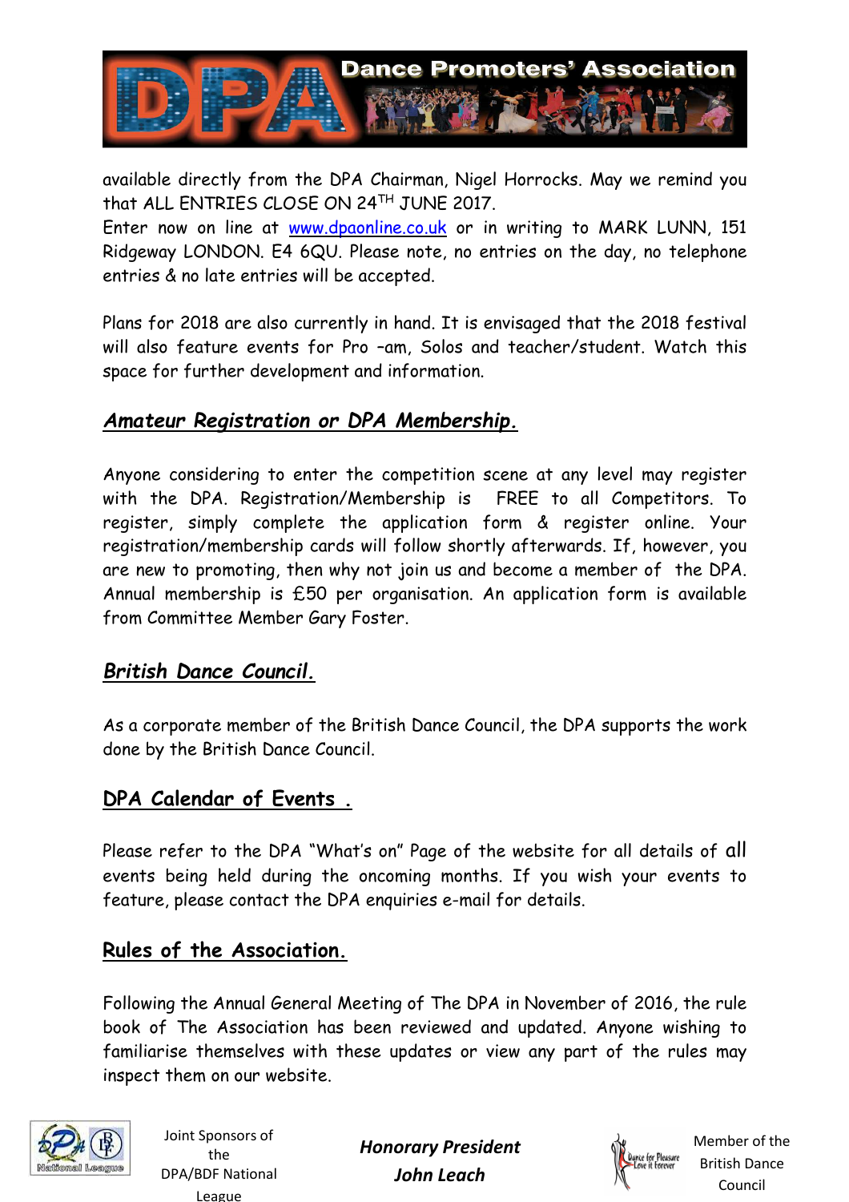available directly from the DPA Chairman, Nigel Horrocks. May we remind you that ALL ENTRIES CLOSE ON 24TH JUNE 2017.

Enter now on line at [www.dpaonline.co.uk](http://www.dpaonline.co.uk) or in writing to MARK LUNN, 151 Ridgeway LONDON. E4 6QU. Please note, no entries on the day, no telephone entries & no late entries will be accepted.

Plans for 2018 are also currently in hand. It is envisaged that the 2018 festival will also feature events for Pro –am, Solos and teacher/student. Watch this space for further development and information.

## *Amateur Registration or DPA Membership.*

Anyone considering to enter the competition scene at any level may register with the DPA. Registration/Membership is FREE to all Competitors. To register, simply complete the application form & register online. Your registration/membership cards will follow shortly afterwards. If, however, you are new to promoting, then why not join us and become a member of the DPA. Annual membership is £50 per organisation. An application form is available from Committee Member Gary Foster.

## *British Dance Council.*

As a corporate member of the British Dance Council, the DPA supports the work done by the British Dance Council.

## DPA Calendar of Events .

Please refer to the DPA "What's on" Page of the website for all details of all events being held during the oncoming months. If you wish your events to feature, please contact the DPA enquiries e-mail for details.

## Rules of the Association.

Following the Annual General Meeting of The DPA in November of 2016, the rule book of The Association has been reviewed and updated. Anyone wishing to familiarise themselves with these updates or view any part of the rules may inspect them on our website.

Joint Sponsors of the DPA/BDF National League

***Honorary President***
***John Leach***

Member of the British Dance Council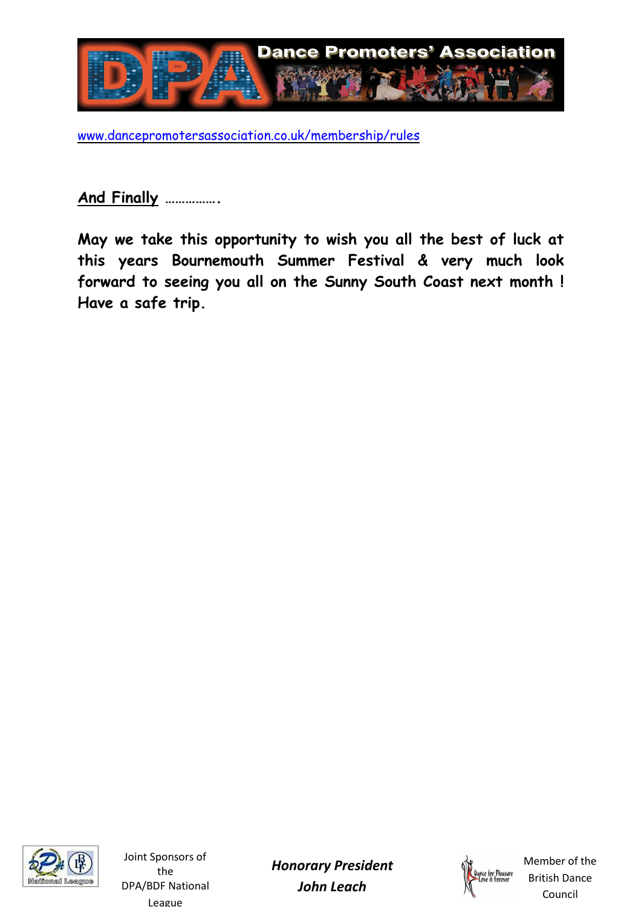www.dancepromotersassociation.co.uk/membership/rules

**And Finally** …………….

**May we take this opportunity to wish you all the best of luck at this years Bournemouth Summer Festival & very much look forward to seeing you all on the Sunny South Coast next month ! Have a safe trip.**

Joint Sponsors of the DPA/BDF National League

***Honorary President***
***John Leach***

Member of the British Dance Council